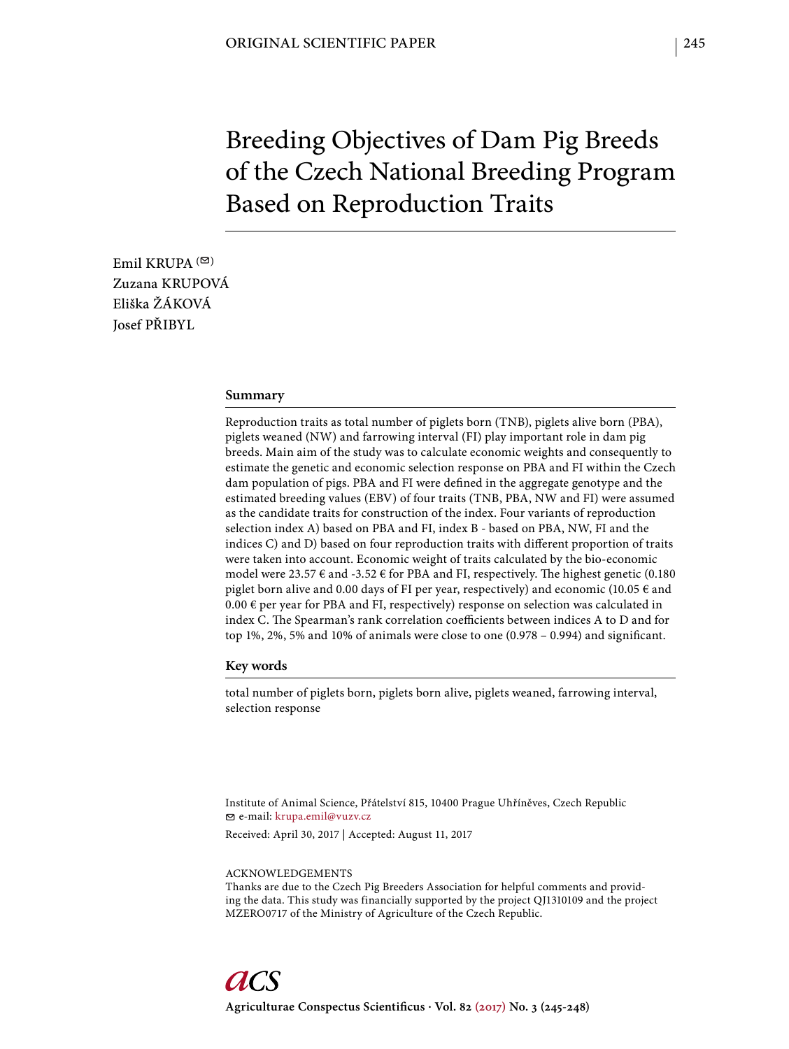ORIGINAL SCIENTIFIC PAPER

# Breeding Objectives of Dam Pig Breeds of the Czech National Breeding Program Based on Reproduction Traits

Emil KRUPA (✉)
Zuzana KRUPOVÁ
Eliška ŽÁKOVÁ
Josef PŘIBYL

## Summary

Reproduction traits as total number of piglets born (TNB), piglets alive born (PBA), piglets weaned (NW) and farrowing interval (FI) play important role in dam pig breeds. Main aim of the study was to calculate economic weights and consequently to estimate the genetic and economic selection response on PBA and FI within the Czech dam population of pigs. PBA and FI were defined in the aggregate genotype and the estimated breeding values (EBV) of four traits (TNB, PBA, NW and FI) were assumed as the candidate traits for construction of the index. Four variants of reproduction selection index A) based on PBA and FI, index B - based on PBA, NW, FI and the indices C) and D) based on four reproduction traits with different proportion of traits were taken into account. Economic weight of traits calculated by the bio-economic model were 23.57 € and -3.52 € for PBA and FI, respectively. The highest genetic (0.180 piglet born alive and 0.00 days of FI per year, respectively) and economic (10.05 € and 0.00 € per year for PBA and FI, respectively) response on selection was calculated in index C. The Spearman's rank correlation coefficients between indices A to D and for top 1%, 2%, 5% and 10% of animals were close to one (0.978 – 0.994) and significant.

## Key words

total number of piglets born, piglets born alive, piglets weaned, farrowing interval, selection response

Institute of Animal Science, Přátelství 815, 10400 Prague Uhříněves, Czech Republic
✉ e-mail: krupa.emil@vuzv.cz

Received: April 30, 2017 | Accepted: August 11, 2017

ACKNOWLEDGEMENTS
Thanks are due to the Czech Pig Breeders Association for helpful comments and providing the data. This study was financially supported by the project QJ1310109 and the project MZERO0717 of the Ministry of Agriculture of the Czech Republic.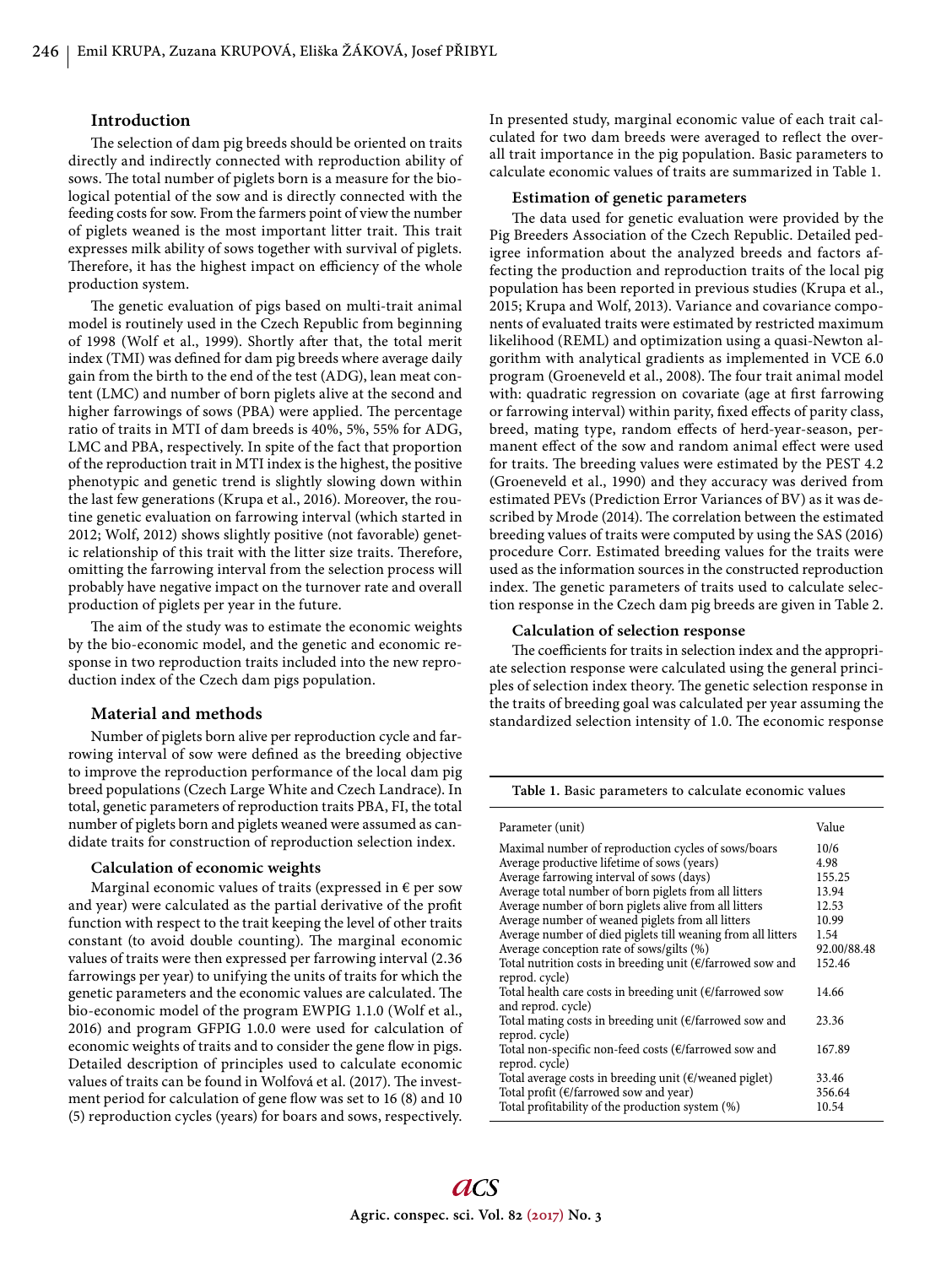## Introduction

The selection of dam pig breeds should be oriented on traits directly and indirectly connected with reproduction ability of sows. The total number of piglets born is a measure for the biological potential of the sow and is directly connected with the feeding costs for sow. From the farmers point of view the number of piglets weaned is the most important litter trait. This trait expresses milk ability of sows together with survival of piglets. Therefore, it has the highest impact on efficiency of the whole production system.

The genetic evaluation of pigs based on multi-trait animal model is routinely used in the Czech Republic from beginning of 1998 (Wolf et al., 1999). Shortly after that, the total merit index (TMI) was defined for dam pig breeds where average daily gain from the birth to the end of the test (ADG), lean meat content (LMC) and number of born piglets alive at the second and higher farrowings of sows (PBA) were applied. The percentage ratio of traits in MTI of dam breeds is 40%, 5%, 55% for ADG, LMC and PBA, respectively. In spite of the fact that proportion of the reproduction trait in MTI index is the highest, the positive phenotypic and genetic trend is slightly slowing down within the last few generations (Krupa et al., 2016). Moreover, the routine genetic evaluation on farrowing interval (which started in 2012; Wolf, 2012) shows slightly positive (not favorable) genetic relationship of this trait with the litter size traits. Therefore, omitting the farrowing interval from the selection process will probably have negative impact on the turnover rate and overall production of piglets per year in the future.

The aim of the study was to estimate the economic weights by the bio-economic model, and the genetic and economic response in two reproduction traits included into the new reproduction index of the Czech dam pigs population.

## Material and methods

Number of piglets born alive per reproduction cycle and farrowing interval of sow were defined as the breeding objective to improve the reproduction performance of the local dam pig breed populations (Czech Large White and Czech Landrace). In total, genetic parameters of reproduction traits PBA, FI, the total number of piglets born and piglets weaned were assumed as candidate traits for construction of reproduction selection index.

### Calculation of economic weights

Marginal economic values of traits (expressed in € per sow and year) were calculated as the partial derivative of the profit function with respect to the trait keeping the level of other traits constant (to avoid double counting). The marginal economic values of traits were then expressed per farrowing interval (2.36 farrowings per year) to unifying the units of traits for which the genetic parameters and the economic values are calculated. The bio-economic model of the program EWPIG 1.1.0 (Wolf et al., 2016) and program GFPIG 1.0.0 were used for calculation of economic weights of traits and to consider the gene flow in pigs. Detailed description of principles used to calculate economic values of traits can be found in Wolfová et al. (2017). The investment period for calculation of gene flow was set to 16 (8) and 10 (5) reproduction cycles (years) for boars and sows, respectively. In presented study, marginal economic value of each trait calculated for two dam breeds were averaged to reflect the overall trait importance in the pig population. Basic parameters to calculate economic values of traits are summarized in Table 1.

### Estimation of genetic parameters

The data used for genetic evaluation were provided by the Pig Breeders Association of the Czech Republic. Detailed pedigree information about the analyzed breeds and factors affecting the production and reproduction traits of the local pig population has been reported in previous studies (Krupa et al., 2015; Krupa and Wolf, 2013). Variance and covariance components of evaluated traits were estimated by restricted maximum likelihood (REML) and optimization using a quasi-Newton algorithm with analytical gradients as implemented in VCE 6.0 program (Groeneveld et al., 2008). The four trait animal model with: quadratic regression on covariate (age at first farrowing or farrowing interval) within parity, fixed effects of parity class, breed, mating type, random effects of herd-year-season, permanent effect of the sow and random animal effect were used for traits. The breeding values were estimated by the PEST 4.2 (Groeneveld et al., 1990) and they accuracy was derived from estimated PEVs (Prediction Error Variances of BV) as it was described by Mrode (2014). The correlation between the estimated breeding values of traits were computed by using the SAS (2016) procedure Corr. Estimated breeding values for the traits were used as the information sources in the constructed reproduction index. The genetic parameters of traits used to calculate selection response in the Czech dam pig breeds are given in Table 2.

### Calculation of selection response

The coefficients for traits in selection index and the appropriate selection response were calculated using the general principles of selection index theory. The genetic selection response in the traits of breeding goal was calculated per year assuming the standardized selection intensity of 1.0. The economic response

**Table 1.** Basic parameters to calculate economic values

| Parameter (unit) | Value |
|---|---|
| Maximal number of reproduction cycles of sows/boars | 10/6 |
| Average productive lifetime of sows (years) | 4.98 |
| Average farrowing interval of sows (days) | 155.25 |
| Average total number of born piglets from all litters | 13.94 |
| Average number of born piglets alive from all litters | 12.53 |
| Average number of weaned piglets from all litters | 10.99 |
| Average number of died piglets till weaning from all litters | 1.54 |
| Average conception rate of sows/gilts (%) | 92.00/88.48 |
| Total nutrition costs in breeding unit (€/farrowed sow and reprod. cycle) | 152.46 |
| Total health care costs in breeding unit (€/farrowed sow and reprod. cycle) | 14.66 |
| Total mating costs in breeding unit (€/farrowed sow and reprod. cycle) | 23.36 |
| Total non-specific non-feed costs (€/farrowed sow and reprod. cycle) | 167.89 |
| Total average costs in breeding unit (€/weaned piglet) | 33.46 |
| Total profit (€/farrowed sow and year) | 356.64 |
| Total profitability of the production system (%) | 10.54 |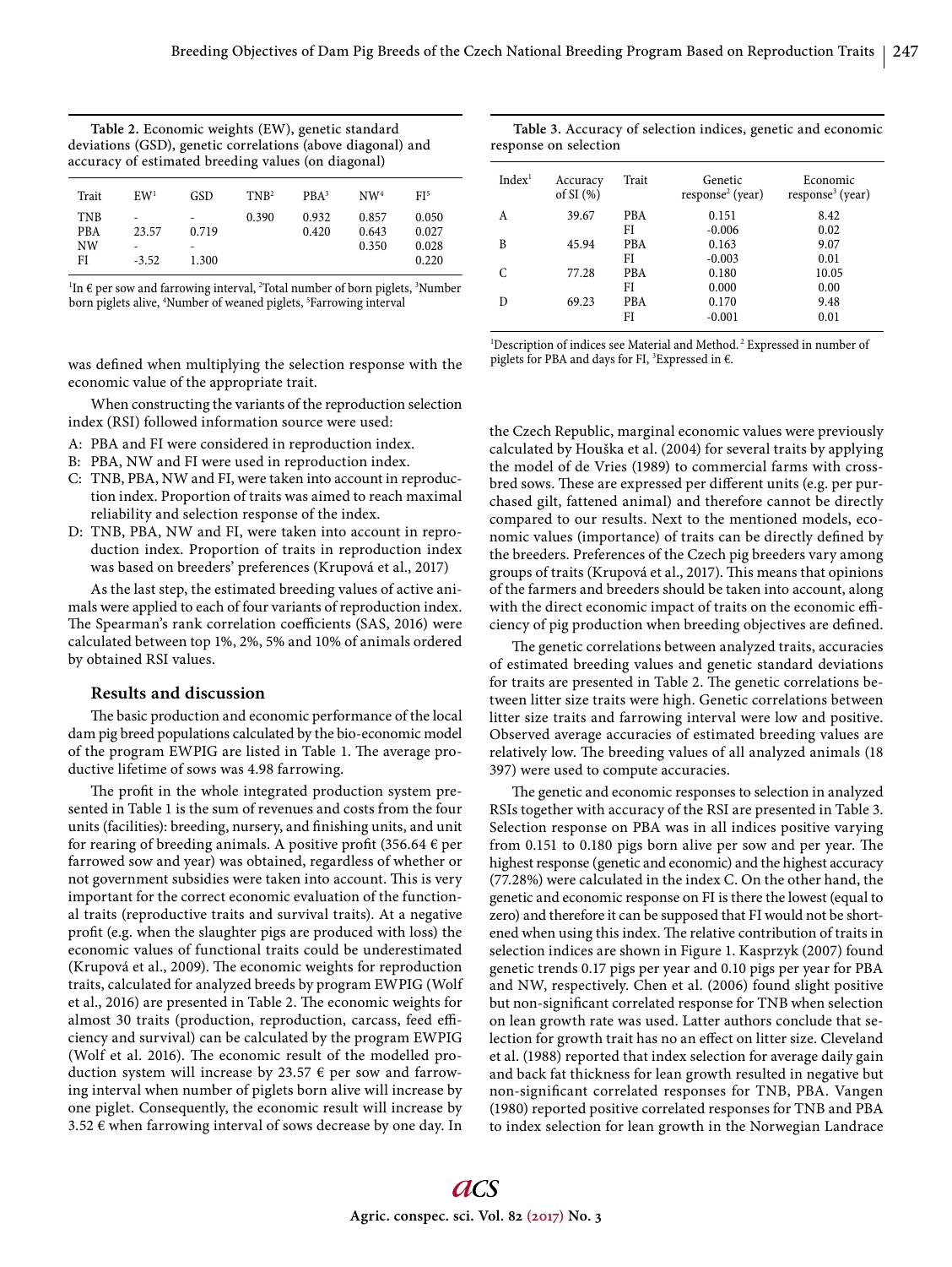**Table 2.** Economic weights (EW), genetic standard deviations (GSD), genetic correlations (above diagonal) and accuracy of estimated breeding values (on diagonal)

| Trait | EW[1] | GSD | TNB[2] | PBA[3] | NW[4] | FI[5] |
|---|---|---|---|---|---|---|
| TNB | - | - | 0.390 | 0.932 | 0.857 | 0.050 |
| PBA | 23.57 | 0.719 | | 0.420 | 0.643 | 0.027 |
| NW | - | - | | | 0.350 | 0.028 |
| FI | -3.52 | 1.300 | | | | 0.220 |

[1]In € per sow and farrowing interval, [2]Total number of born piglets, [3]Number born piglets alive, [4]Number of weaned piglets, [5]Farrowing interval

**Table 3.** Accuracy of selection indices, genetic and economic response on selection

| Index[1] | Accuracy of SI (%) | Trait | Genetic response[2] (year) | Economic response[3] (year) |
|---|---|---|---|---|
| A | 39.67 | PBA | 0.151 | 8.42 |
| | | FI | -0.006 | 0.02 |
| B | 45.94 | PBA | 0.163 | 9.07 |
| | | FI | -0.003 | 0.01 |
| C | 77.28 | PBA | 0.180 | 10.05 |
| | | FI | 0.000 | 0.00 |
| D | 69.23 | PBA | 0.170 | 9.48 |
| | | FI | -0.001 | 0.01 |

[1]Description of indices see Material and Method. [2] Expressed in number of piglets for PBA and days for FI, [3]Expressed in €.

was defined when multiplying the selection response with the economic value of the appropriate trait.

When constructing the variants of the reproduction selection index (RSI) followed information source were used:

A: PBA and FI were considered in reproduction index.
B: PBA, NW and FI were used in reproduction index.
C: TNB, PBA, NW and FI, were taken into account in reproduction index. Proportion of traits was aimed to reach maximal reliability and selection response of the index.
D: TNB, PBA, NW and FI, were taken into account in reproduction index. Proportion of traits in reproduction index was based on breeders' preferences (Krupová et al., 2017)

As the last step, the estimated breeding values of active animals were applied to each of four variants of reproduction index. The Spearman's rank correlation coefficients (SAS, 2016) were calculated between top 1%, 2%, 5% and 10% of animals ordered by obtained RSI values.

## Results and discussion

The basic production and economic performance of the local dam pig breed populations calculated by the bio-economic model of the program EWPIG are listed in Table 1. The average productive lifetime of sows was 4.98 farrowing.

The profit in the whole integrated production system presented in Table 1 is the sum of revenues and costs from the four units (facilities): breeding, nursery, and finishing units, and unit for rearing of breeding animals. A positive profit (356.64 € per farrowed sow and year) was obtained, regardless of whether or not government subsidies were taken into account. This is very important for the correct economic evaluation of the functional traits (reproductive traits and survival traits). At a negative profit (e.g. when the slaughter pigs are produced with loss) the economic values of functional traits could be underestimated (Krupová et al., 2009). The economic weights for reproduction traits, calculated for analyzed breeds by program EWPIG (Wolf et al., 2016) are presented in Table 2. The economic weights for almost 30 traits (production, reproduction, carcass, feed efficiency and survival) can be calculated by the program EWPIG (Wolf et al. 2016). The economic result of the modelled production system will increase by 23.57 € per sow and farrowing interval when number of piglets born alive will increase by one piglet. Consequently, the economic result will increase by 3.52 € when farrowing interval of sows decrease by one day. In the Czech Republic, marginal economic values were previously calculated by Houška et al. (2004) for several traits by applying the model of de Vries (1989) to commercial farms with crossbred sows. These are expressed per different units (e.g. per purchased gilt, fattened animal) and therefore cannot be directly compared to our results. Next to the mentioned models, economic values (importance) of traits can be directly defined by the breeders. Preferences of the Czech pig breeders vary among groups of traits (Krupová et al., 2017). This means that opinions of the farmers and breeders should be taken into account, along with the direct economic impact of traits on the economic efficiency of pig production when breeding objectives are defined.

The genetic correlations between analyzed traits, accuracies of estimated breeding values and genetic standard deviations for traits are presented in Table 2. The genetic correlations between litter size traits were high. Genetic correlations between litter size traits and farrowing interval were low and positive. Observed average accuracies of estimated breeding values are relatively low. The breeding values of all analyzed animals (18 397) were used to compute accuracies.

The genetic and economic responses to selection in analyzed RSIs together with accuracy of the RSI are presented in Table 3. Selection response on PBA was in all indices positive varying from 0.151 to 0.180 pigs born alive per sow and per year. The highest response (genetic and economic) and the highest accuracy (77.28%) were calculated in the index C. On the other hand, the genetic and economic response on FI is there the lowest (equal to zero) and therefore it can be supposed that FI would not be shortened when using this index. The relative contribution of traits in selection indices are shown in Figure 1. Kasprzyk (2007) found genetic trends 0.17 pigs per year and 0.10 pigs per year for PBA and NW, respectively. Chen et al. (2006) found slight positive but non-significant correlated response for TNB when selection on lean growth rate was used. Latter authors conclude that selection for growth trait has no an effect on litter size. Cleveland et al. (1988) reported that index selection for average daily gain and back fat thickness for lean growth resulted in negative but non-significant correlated responses for TNB, PBA. Vangen (1980) reported positive correlated responses for TNB and PBA to index selection for lean growth in the Norwegian Landrace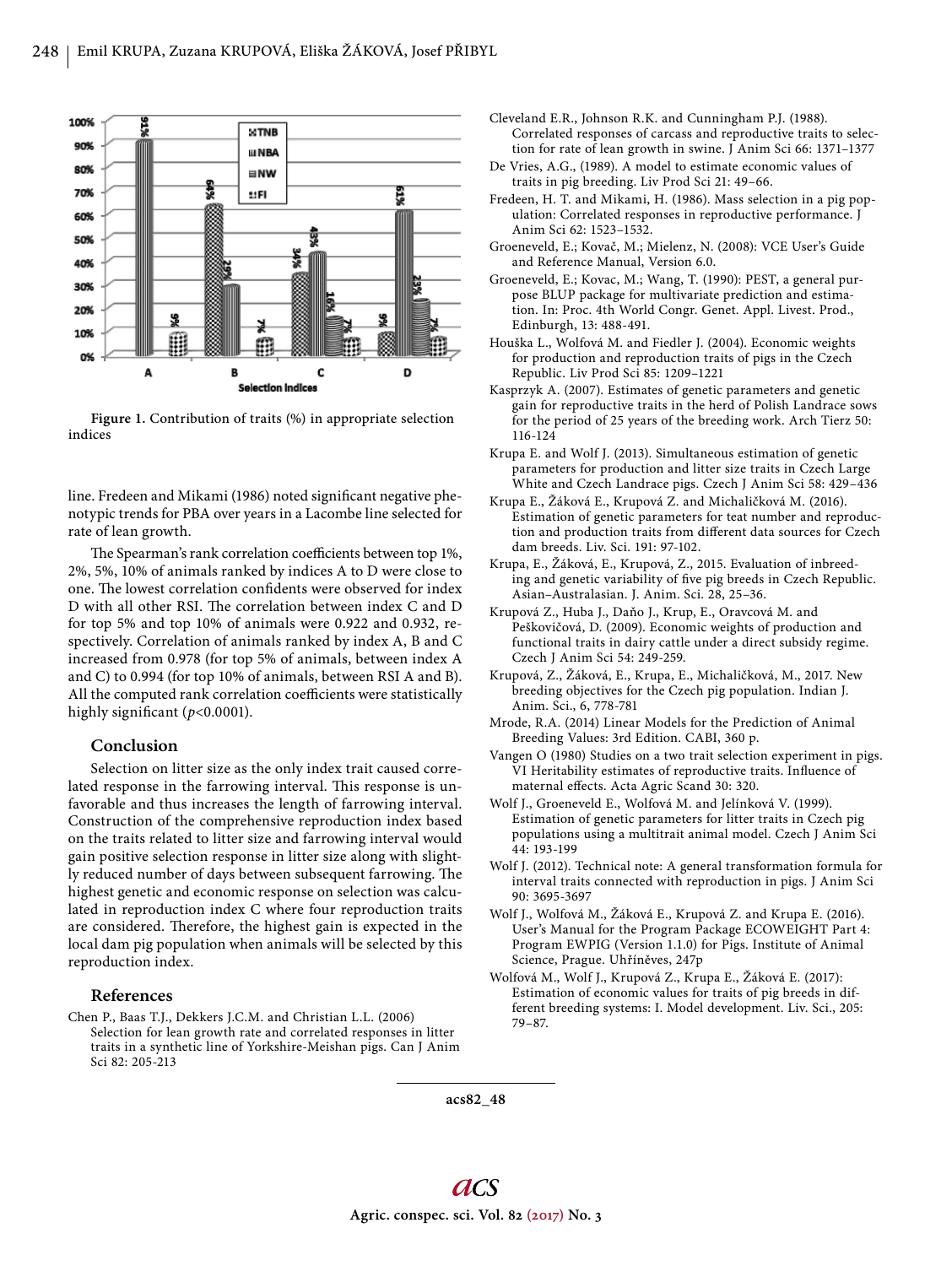100%
90%
80%
70%
60%
50%
40%
30%
20%
10%
0%

TNB
NBA
NW
FI

91%
9%
64%
29%
7%
34%
43%
16%
7%
9%
61%
23%
7%

A B C D

Selection indices

**Figure 1.** Contribution of traits (%) in appropriate selection indices

line. Fredeen and Mikami (1986) noted significant negative phenotypic trends for PBA over years in a Lacombe line selected for rate of lean growth.

The Spearman's rank correlation coefficients between top 1%, 2%, 5%, 10% of animals ranked by indices A to D were close to one. The lowest correlation confidents were observed for index D with all other RSI. The correlation between index C and D for top 5% and top 10% of animals were 0.922 and 0.932, respectively. Correlation of animals ranked by index A, B and C increased from 0.978 (for top 5% of animals, between index A and C) to 0.994 (for top 10% of animals, between RSI A and B). All the computed rank correlation coefficients were statistically highly significant ($p$<0.0001).

## Conclusion

Selection on litter size as the only index trait caused correlated response in the farrowing interval. This response is unfavorable and thus increases the length of farrowing interval. Construction of the comprehensive reproduction index based on the traits related to litter size and farrowing interval would gain positive selection response in litter size along with slightly reduced number of days between subsequent farrowing. The highest genetic and economic response on selection was calculated in reproduction index C where four reproduction traits are considered. Therefore, the highest gain is expected in the local dam pig population when animals will be selected by this reproduction index.

## References

Chen P., Baas T.J., Dekkers J.C.M. and Christian L.L. (2006) Selection for lean growth rate and correlated responses in litter traits in a synthetic line of Yorkshire-Meishan pigs. Can J Anim Sci 82: 205-213

Cleveland E.R., Johnson R.K. and Cunningham P.J. (1988). Correlated responses of carcass and reproductive traits to selection for rate of lean growth in swine. J Anim Sci 66: 1371–1377

De Vries, A.G., (1989). A model to estimate economic values of traits in pig breeding. Liv Prod Sci 21: 49–66.

Fredeen, H. T. and Mikami, H. (1986). Mass selection in a pig population: Correlated responses in reproductive performance. J Anim Sci 62: 1523–1532.

Groeneveld, E.; Kovač, M.; Mielenz, N. (2008): VCE User's Guide and Reference Manual, Version 6.0.

Groeneveld, E.; Kovac, M.; Wang, T. (1990): PEST, a general purpose BLUP package for multivariate prediction and estimation. In: Proc. 4th World Congr. Genet. Appl. Livest. Prod., Edinburgh, 13: 488-491.

Houška L., Wolfová M. and Fiedler J. (2004). Economic weights for production and reproduction traits of pigs in the Czech Republic. Liv Prod Sci 85: 1209–1221

Kasprzyk A. (2007). Estimates of genetic parameters and genetic gain for reproductive traits in the herd of Polish Landrace sows for the period of 25 years of the breeding work. Arch Tierz 50: 116-124

Krupa E. and Wolf J. (2013). Simultaneous estimation of genetic parameters for production and litter size traits in Czech Large White and Czech Landrace pigs. Czech J Anim Sci 58: 429–436

Krupa E., Žáková E., Krupová Z. and Michaličková M. (2016). Estimation of genetic parameters for teat number and reproduction and production traits from different data sources for Czech dam breeds. Liv. Sci. 191: 97-102.

Krupa, E., Žáková, E., Krupová, Z., 2015. Evaluation of inbreeding and genetic variability of five pig breeds in Czech Republic. Asian–Australasian. J. Anim. Sci. 28, 25–36.

Krupová Z., Huba J., Daňo J., Krup, E., Oravcová M. and Peškovičová, D. (2009). Economic weights of production and functional traits in dairy cattle under a direct subsidy regime. Czech J Anim Sci 54: 249-259.

Krupová, Z., Žáková, E., Krupa, E., Michaličková, M., 2017. New breeding objectives for the Czech pig population. Indian J. Anim. Sci., 6, 778-781

Mrode, R.A. (2014) Linear Models for the Prediction of Animal Breeding Values: 3rd Edition. CABI, 360 p.

Vangen O (1980) Studies on a two trait selection experiment in pigs. VI Heritability estimates of reproductive traits. Influence of maternal effects. Acta Agric Scand 30: 320.

Wolf J., Groeneveld E., Wolfová M. and Jelínková V. (1999). Estimation of genetic parameters for litter traits in Czech pig populations using a multitrait animal model. Czech J Anim Sci 44: 193-199

Wolf J. (2012). Technical note: A general transformation formula for interval traits connected with reproduction in pigs. J Anim Sci 90: 3695-3697

Wolf J., Wolfová M., Žáková E., Krupová Z. and Krupa E. (2016). User's Manual for the Program Package ECOWEIGHT Part 4: Program EWPIG (Version 1.1.0) for Pigs. Institute of Animal Science, Prague. Uhříněves, 247p

Wolfová M., Wolf J., Krupová Z., Krupa E., Žáková E. (2017): Estimation of economic values for traits of pig breeds in different breeding systems: I. Model development. Liv. Sci., 205: 79–87.

acs82_48